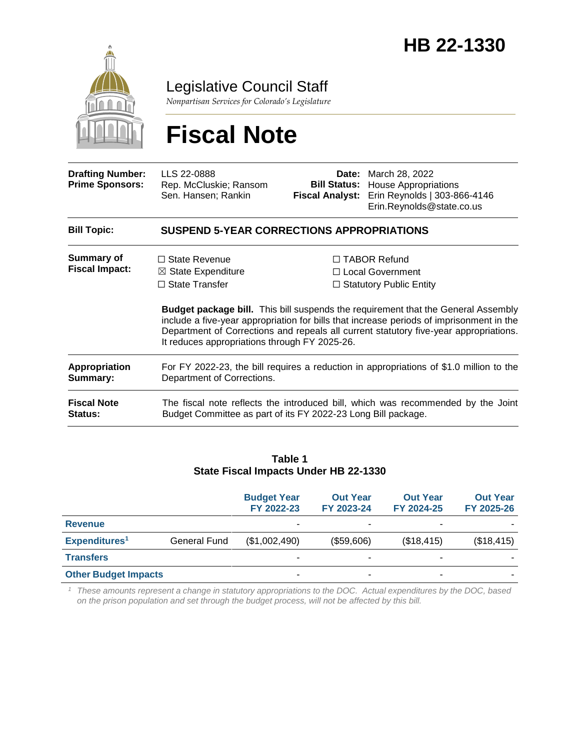# HB 22-1330

Legislative Council Staff

*Nonpartisan Services for Colorado's Legislature*

# Fiscal Note

| | | | |
|---|---|---|---|
| **Drafting Number:** | LLS 22-0888 | **Date:** | March 28, 2022 |
| **Prime Sponsors:** | Rep. McCluskie; Ransom<br>Sen. Hansen; Rankin | **Bill Status:** | House Appropriations |
| | | **Fiscal Analyst:** | Erin Reynolds \| 303-866-4146<br>Erin.Reynolds@state.co.us |

**Bill Topic:** **SUSPEND 5-YEAR CORRECTIONS APPROPRIATIONS**

**Summary of Fiscal Impact:**

☐ State Revenue
☒ State Expenditure
☐ State Transfer
☐ TABOR Refund
☐ Local Government
☐ Statutory Public Entity

**Budget package bill.** This bill suspends the requirement that the General Assembly include a five-year appropriation for bills that increase periods of imprisonment in the Department of Corrections and repeals all current statutory five-year appropriations. It reduces appropriations through FY 2025-26.

**Appropriation Summary:** For FY 2022-23, the bill requires a reduction in appropriations of $1.0 million to the Department of Corrections.

**Fiscal Note Status:** The fiscal note reflects the introduced bill, which was recommended by the Joint Budget Committee as part of its FY 2022-23 Long Bill package.

**Table 1**
**State Fiscal Impacts Under HB 22-1330**

| | | Budget Year FY 2022-23 | Out Year FY 2023-24 | Out Year FY 2024-25 | Out Year FY 2025-26 |
|---|---|---|---|---|---|
| **Revenue** | | - | - | - | - |
| **Expenditures**[1] | General Fund | ($1,002,490) | ($59,606) | ($18,415) | ($18,415) |
| **Transfers** | | - | - | - | - |
| **Other Budget Impacts** | | - | - | - | - |

*[1] These amounts represent a change in statutory appropriations to the DOC. Actual expenditures by the DOC, based on the prison population and set through the budget process, will not be affected by this bill.*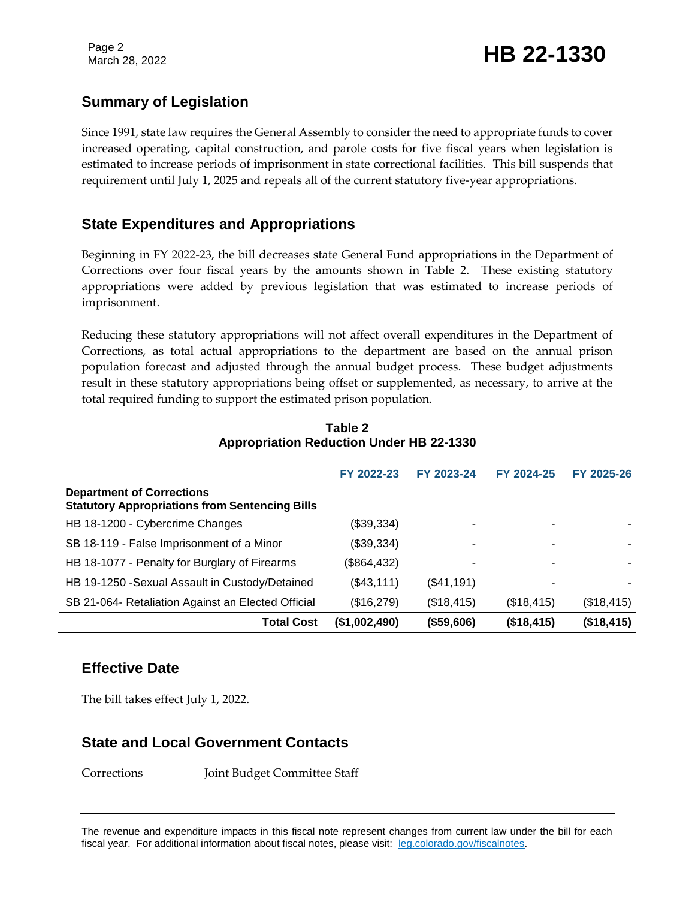## Summary of Legislation

Since 1991, state law requires the General Assembly to consider the need to appropriate funds to cover increased operating, capital construction, and parole costs for five fiscal years when legislation is estimated to increase periods of imprisonment in state correctional facilities. This bill suspends that requirement until July 1, 2025 and repeals all of the current statutory five-year appropriations.

## State Expenditures and Appropriations

Beginning in FY 2022-23, the bill decreases state General Fund appropriations in the Department of Corrections over four fiscal years by the amounts shown in Table 2. These existing statutory appropriations were added by previous legislation that was estimated to increase periods of imprisonment.

Reducing these statutory appropriations will not affect overall expenditures in the Department of Corrections, as total actual appropriations to the department are based on the annual prison population forecast and adjusted through the annual budget process. These budget adjustments result in these statutory appropriations being offset or supplemented, as necessary, to arrive at the total required funding to support the estimated prison population.

**Table 2**
**Appropriation Reduction Under HB 22-1330**

| | FY 2022-23 | FY 2023-24 | FY 2024-25 | FY 2025-26 |
|---|---|---|---|---|
| **Department of Corrections** **Statutory Appropriations from Sentencing Bills** | | | | |
| HB 18-1200 - Cybercrime Changes | ($39,334) | - | - | - |
| SB 18-119 - False Imprisonment of a Minor | ($39,334) | - | - | - |
| HB 18-1077 - Penalty for Burglary of Firearms | ($864,432) | - | - | - |
| HB 19-1250 -Sexual Assault in Custody/Detained | ($43,111) | ($41,191) | - | - |
| SB 21-064- Retaliation Against an Elected Official | ($16,279) | ($18,415) | ($18,415) | ($18,415) |
| **Total Cost** | **($1,002,490)** | **($59,606)** | **($18,415)** | **($18,415)** |

## Effective Date

The bill takes effect July 1, 2022.

## State and Local Government Contacts

Corrections Joint Budget Committee Staff

The revenue and expenditure impacts in this fiscal note represent changes from current law under the bill for each fiscal year. For additional information about fiscal notes, please visit: leg.colorado.gov/fiscalnotes.